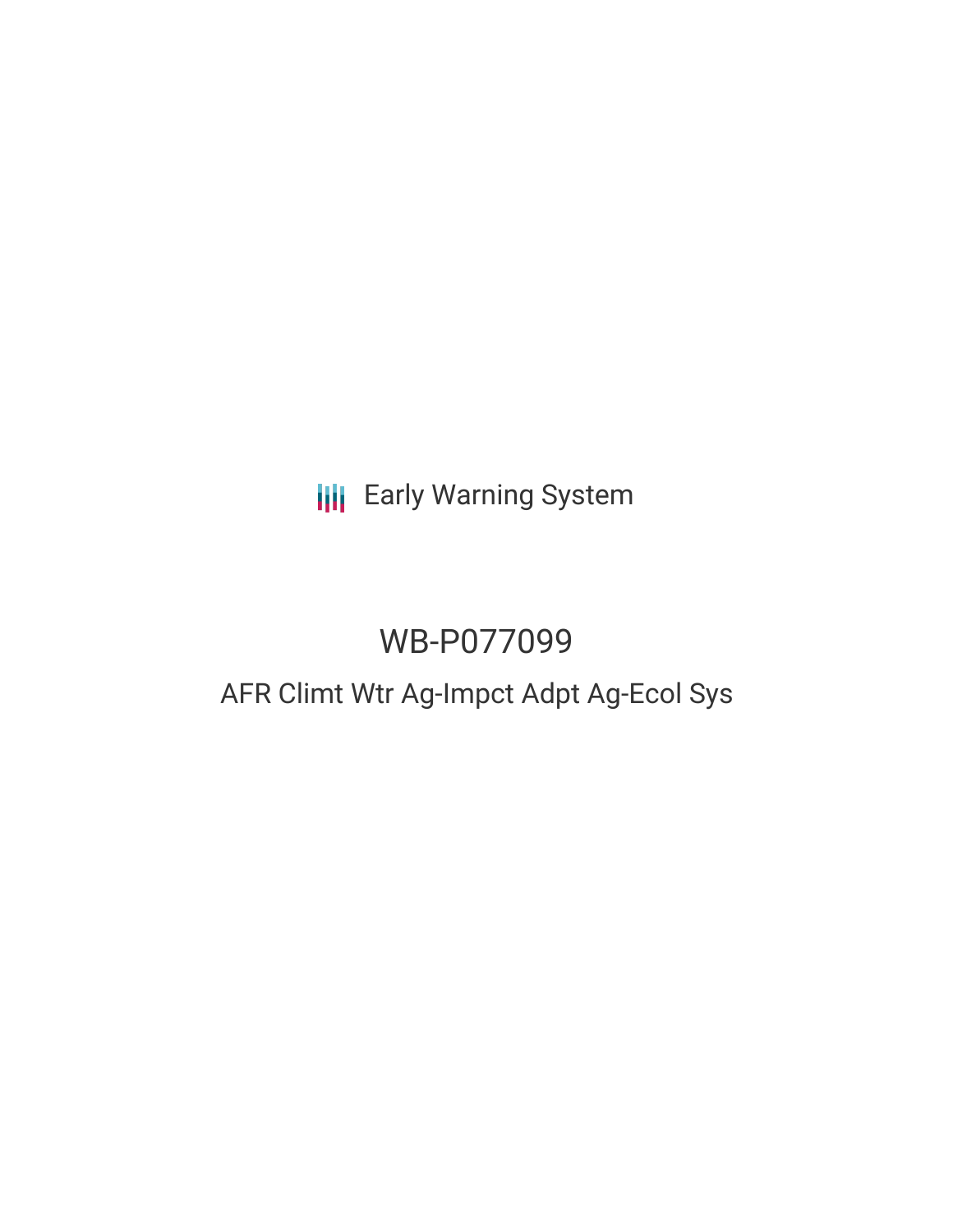Early Warning System

# WB-P077099

## AFR Climt Wtr Ag-Impct Adpt Ag-Ecol Sys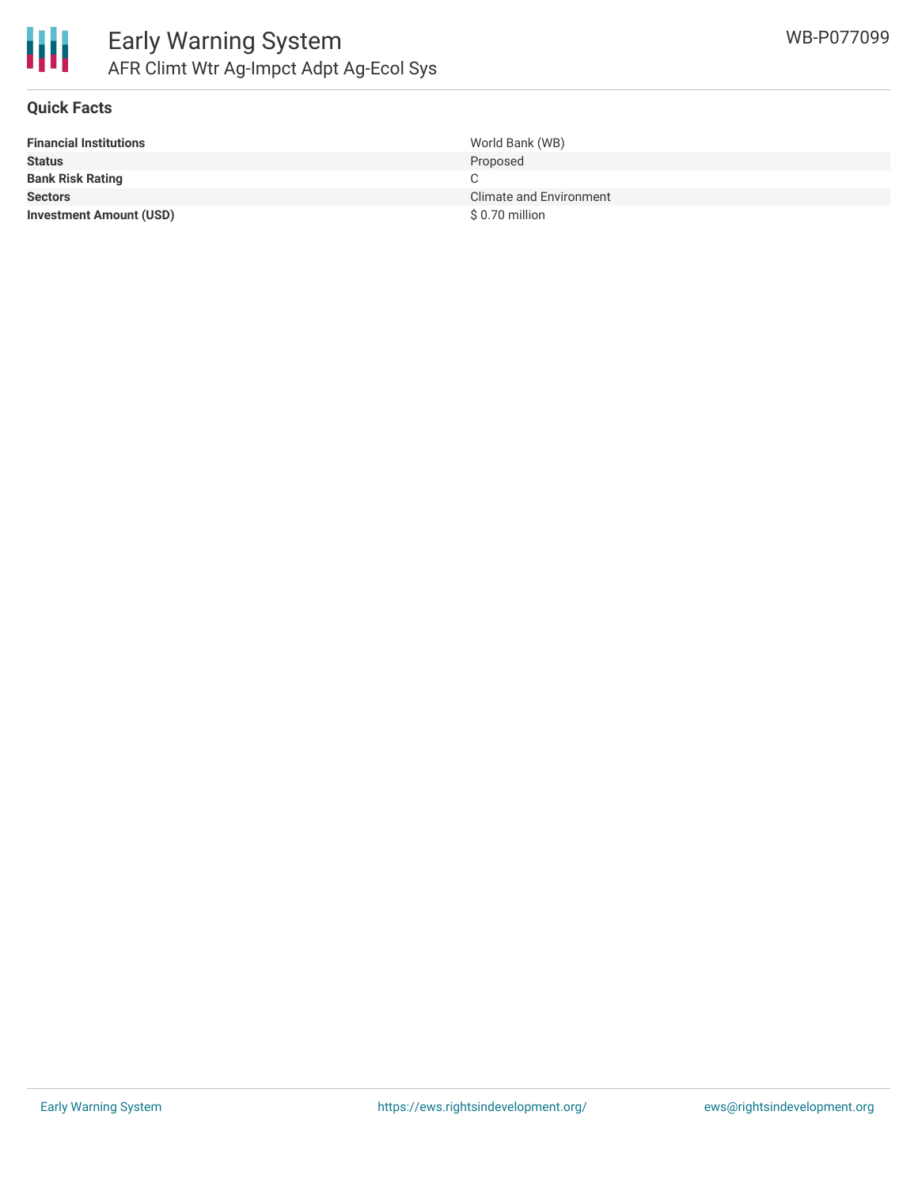# Early Warning System

## AFR Climt Wtr Ag-Impct Adpt Ag-Ecol Sys

WB-P077099

### Quick Facts

| | |
|---|---|
| **Financial Institutions** | World Bank (WB) |
| **Status** | Proposed |
| **Bank Risk Rating** | C |
| **Sectors** | Climate and Environment |
| **Investment Amount (USD)** | $ 0.70 million |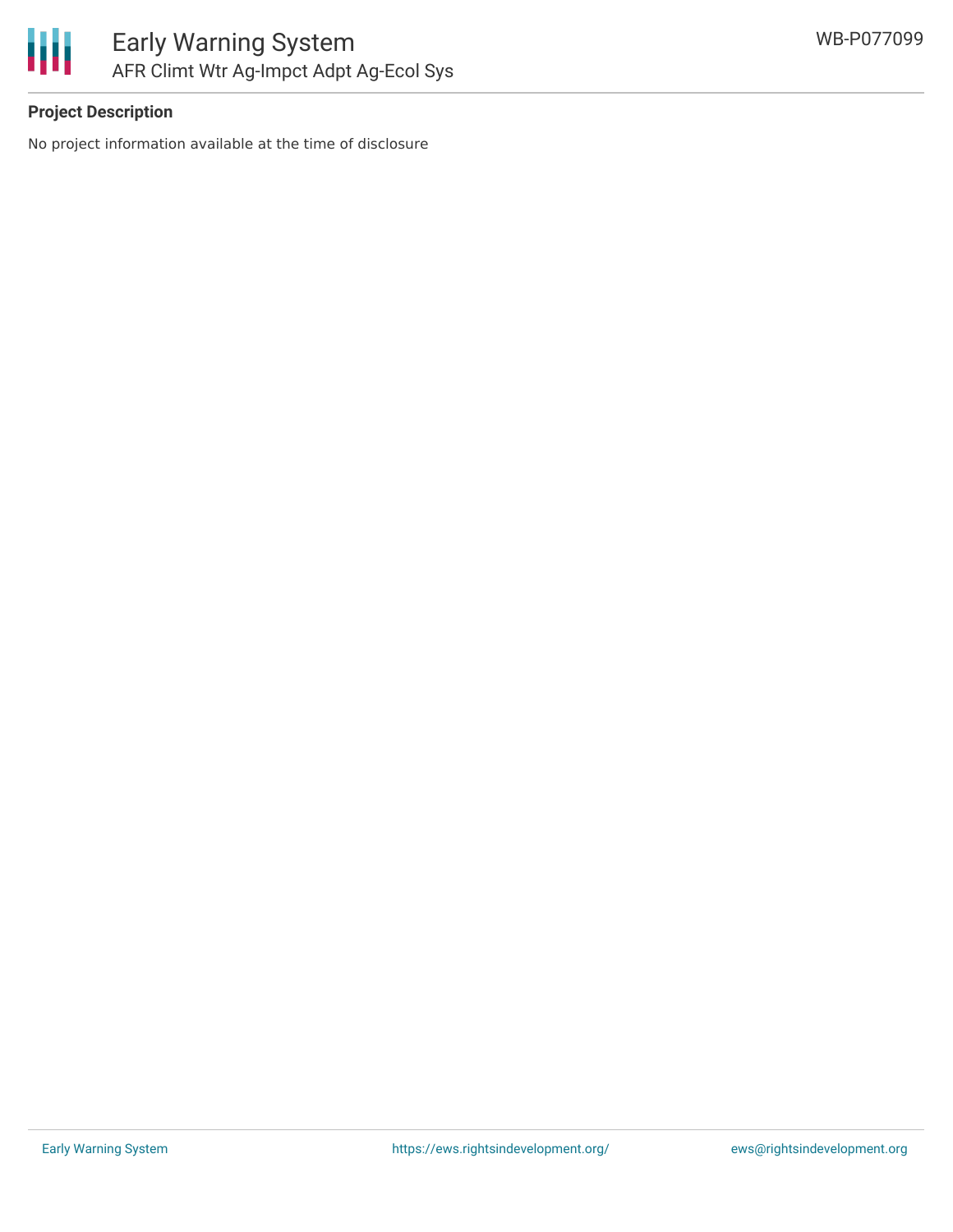**Project Description**

No project information available at the time of disclosure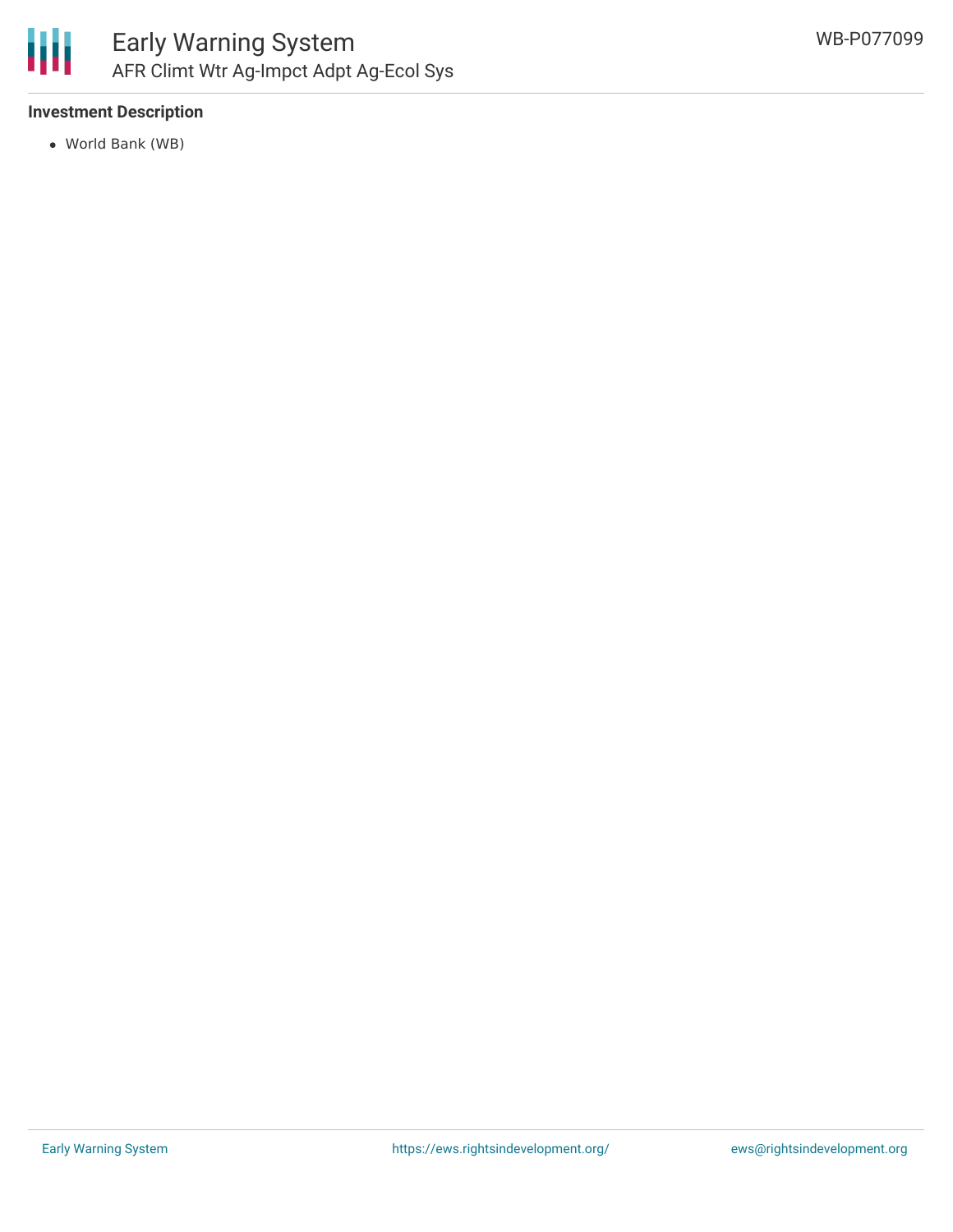### Investment Description

- World Bank (WB)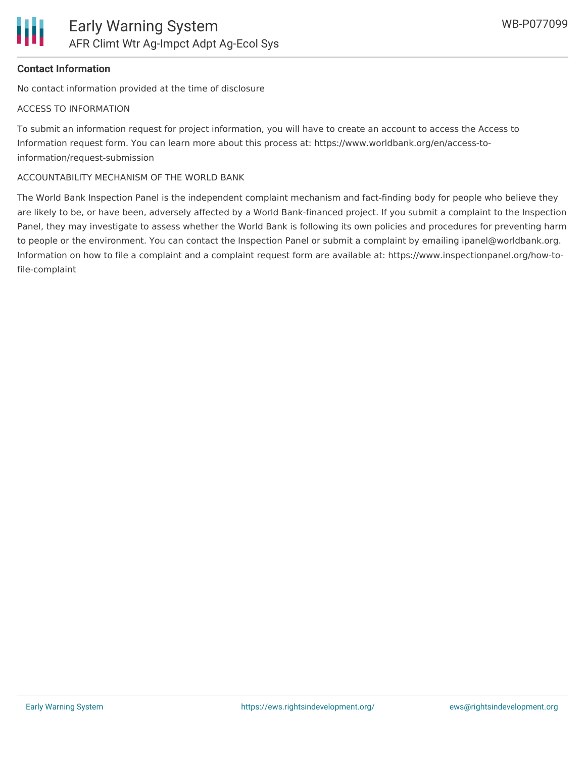**Contact Information**

No contact information provided at the time of disclosure

ACCESS TO INFORMATION

To submit an information request for project information, you will have to create an account to access the Access to Information request form. You can learn more about this process at: https://www.worldbank.org/en/access-to-information/request-submission

ACCOUNTABILITY MECHANISM OF THE WORLD BANK

The World Bank Inspection Panel is the independent complaint mechanism and fact-finding body for people who believe they are likely to be, or have been, adversely affected by a World Bank-financed project. If you submit a complaint to the Inspection Panel, they may investigate to assess whether the World Bank is following its own policies and procedures for preventing harm to people or the environment. You can contact the Inspection Panel or submit a complaint by emailing ipanel@worldbank.org. Information on how to file a complaint and a complaint request form are available at: https://www.inspectionpanel.org/how-to-file-complaint